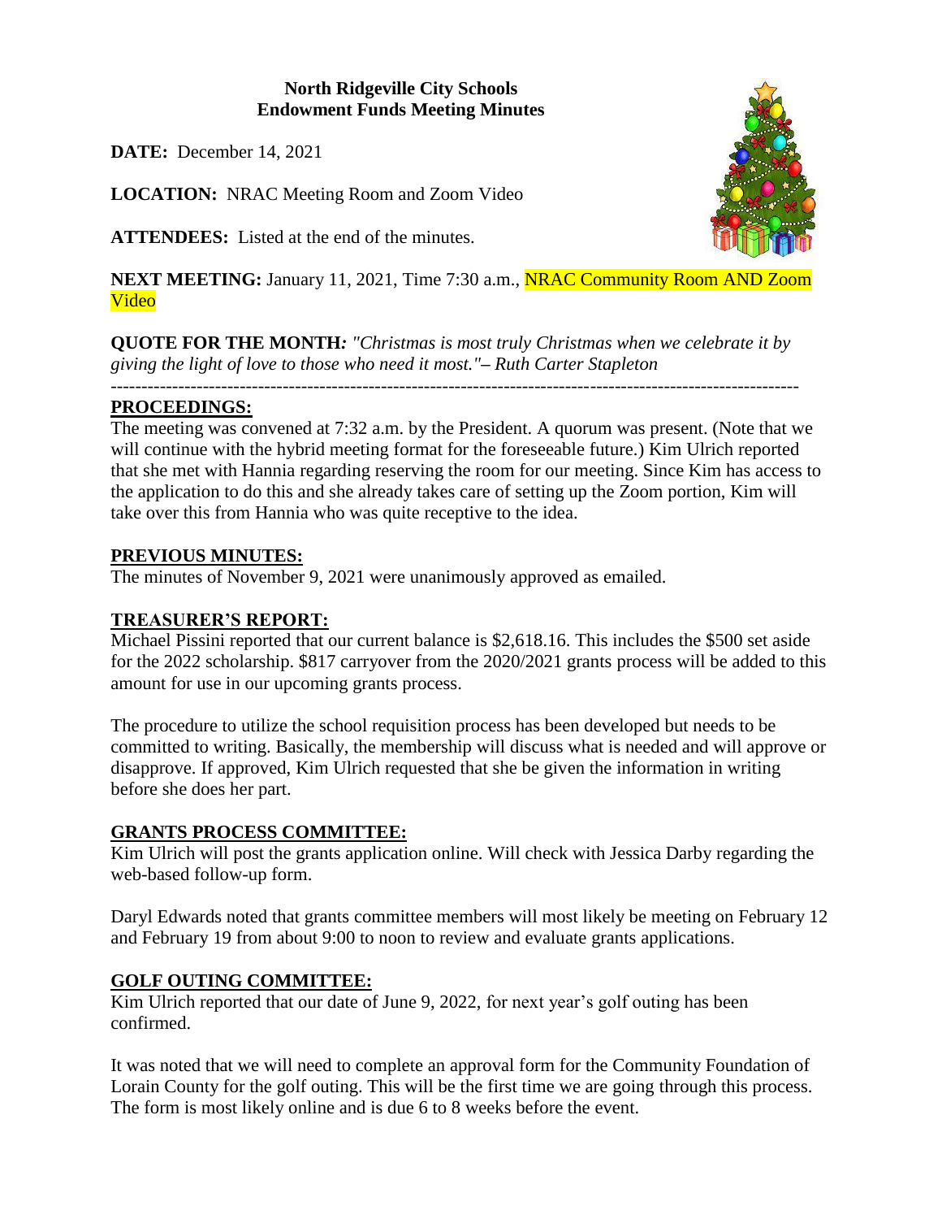**North Ridgeville City Schools**
**Endowment Funds Meeting Minutes**

**DATE:** December 14, 2021

**LOCATION:** NRAC Meeting Room and Zoom Video

**ATTENDEES:** Listed at the end of the minutes.

**NEXT MEETING:** January 11, 2021, Time 7:30 a.m., NRAC Community Room AND Zoom Video

**QUOTE FOR THE MONTH:** *"Christmas is most truly Christmas when we celebrate it by giving the light of love to those who need it most."– Ruth Carter Stapleton*

---

## PROCEEDINGS:

The meeting was convened at 7:32 a.m. by the President. A quorum was present. (Note that we will continue with the hybrid meeting format for the foreseeable future.) Kim Ulrich reported that she met with Hannia regarding reserving the room for our meeting. Since Kim has access to the application to do this and she already takes care of setting up the Zoom portion, Kim will take over this from Hannia who was quite receptive to the idea.

## PREVIOUS MINUTES:

The minutes of November 9, 2021 were unanimously approved as emailed.

## TREASURER'S REPORT:

Michael Pissini reported that our current balance is $2,618.16. This includes the $500 set aside for the 2022 scholarship. $817 carryover from the 2020/2021 grants process will be added to this amount for use in our upcoming grants process.

The procedure to utilize the school requisition process has been developed but needs to be committed to writing. Basically, the membership will discuss what is needed and will approve or disapprove. If approved, Kim Ulrich requested that she be given the information in writing before she does her part.

## GRANTS PROCESS COMMITTEE:

Kim Ulrich will post the grants application online. Will check with Jessica Darby regarding the web-based follow-up form.

Daryl Edwards noted that grants committee members will most likely be meeting on February 12 and February 19 from about 9:00 to noon to review and evaluate grants applications.

## GOLF OUTING COMMITTEE:

Kim Ulrich reported that our date of June 9, 2022, for next year's golf outing has been confirmed.

It was noted that we will need to complete an approval form for the Community Foundation of Lorain County for the golf outing. This will be the first time we are going through this process. The form is most likely online and is due 6 to 8 weeks before the event.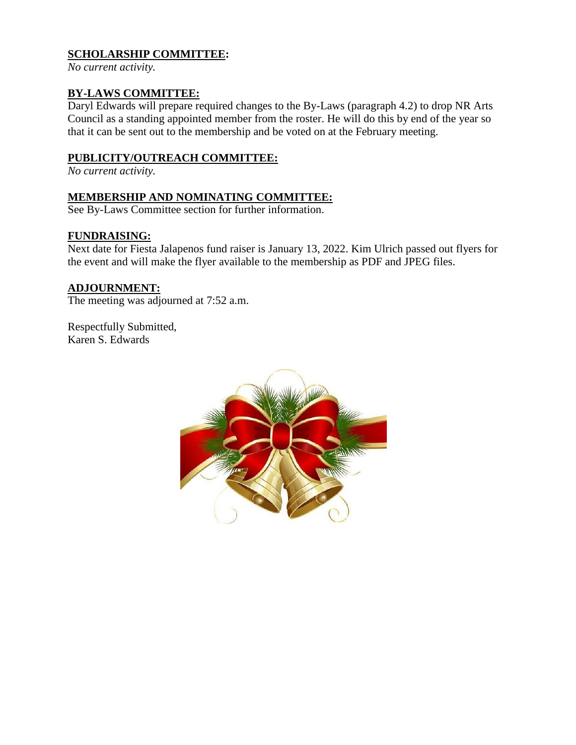**SCHOLARSHIP COMMITTEE:**
*No current activity.*

**BY-LAWS COMMITTEE:**
Daryl Edwards will prepare required changes to the By-Laws (paragraph 4.2) to drop NR Arts Council as a standing appointed member from the roster. He will do this by end of the year so that it can be sent out to the membership and be voted on at the February meeting.

**PUBLICITY/OUTREACH COMMITTEE:**
*No current activity.*

**MEMBERSHIP AND NOMINATING COMMITTEE:**
See By-Laws Committee section for further information.

**FUNDRAISING:**
Next date for Fiesta Jalapenos fund raiser is January 13, 2022. Kim Ulrich passed out flyers for the event and will make the flyer available to the membership as PDF and JPEG files.

**ADJOURNMENT:**
The meeting was adjourned at 7:52 a.m.

Respectfully Submitted,
Karen S. Edwards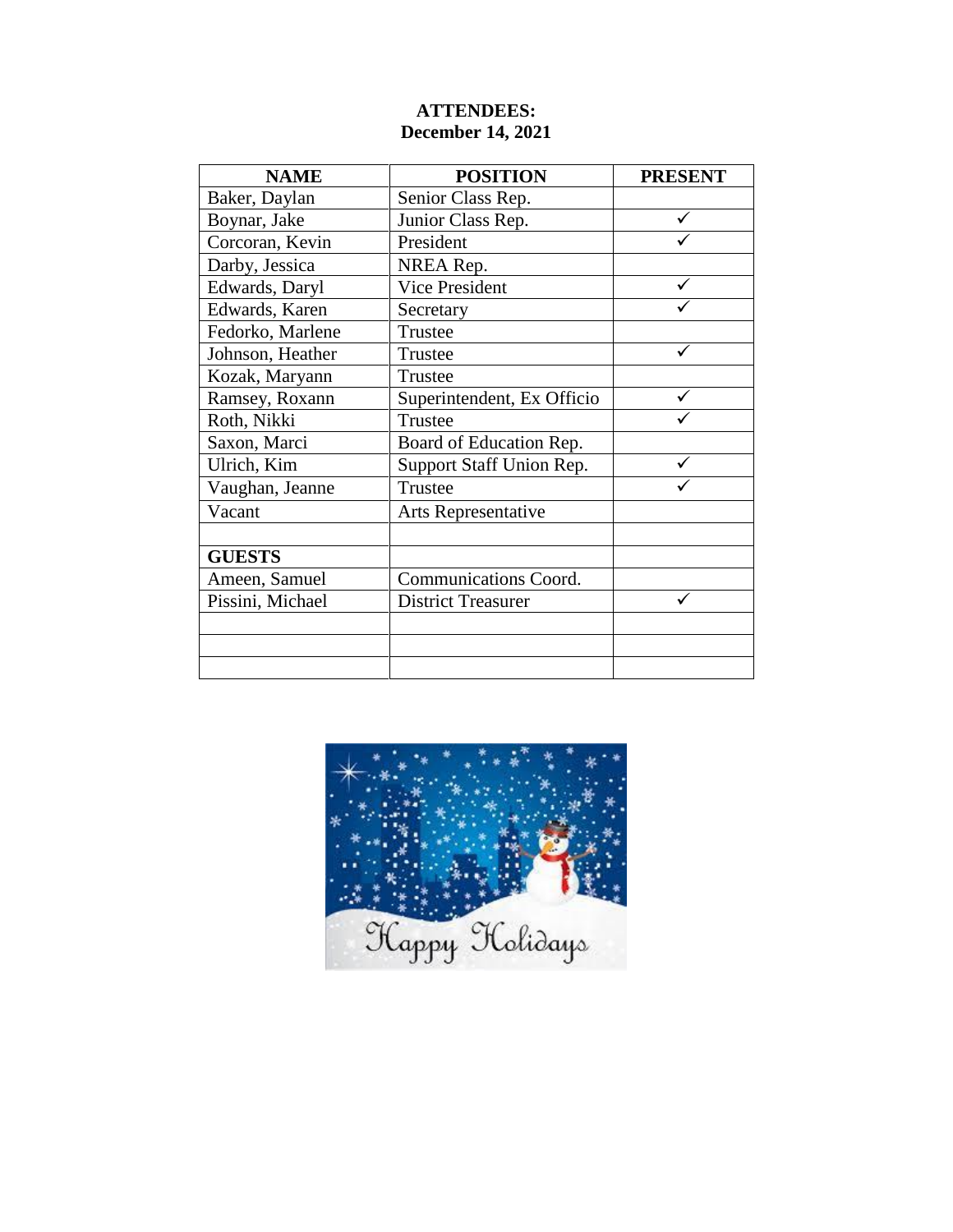**ATTENDEES:**
**December 14, 2021**

| NAME | POSITION | PRESENT |
|---|---|---|
| Baker, Daylan | Senior Class Rep. | |
| Boynar, Jake | Junior Class Rep. | ✓ |
| Corcoran, Kevin | President | ✓ |
| Darby, Jessica | NREA Rep. | |
| Edwards, Daryl | Vice President | ✓ |
| Edwards, Karen | Secretary | ✓ |
| Fedorko, Marlene | Trustee | |
| Johnson, Heather | Trustee | ✓ |
| Kozak, Maryann | Trustee | |
| Ramsey, Roxann | Superintendent, Ex Officio | ✓ |
| Roth, Nikki | Trustee | ✓ |
| Saxon, Marci | Board of Education Rep. | |
| Ulrich, Kim | Support Staff Union Rep. | ✓ |
| Vaughan, Jeanne | Trustee | ✓ |
| Vacant | Arts Representative | |
| | | |
| **GUESTS** | | |
| Ameen, Samuel | Communications Coord. | |
| Pissini, Michael | District Treasurer | ✓ |
| | | |
| | | |
| | | |

Happy Holidays